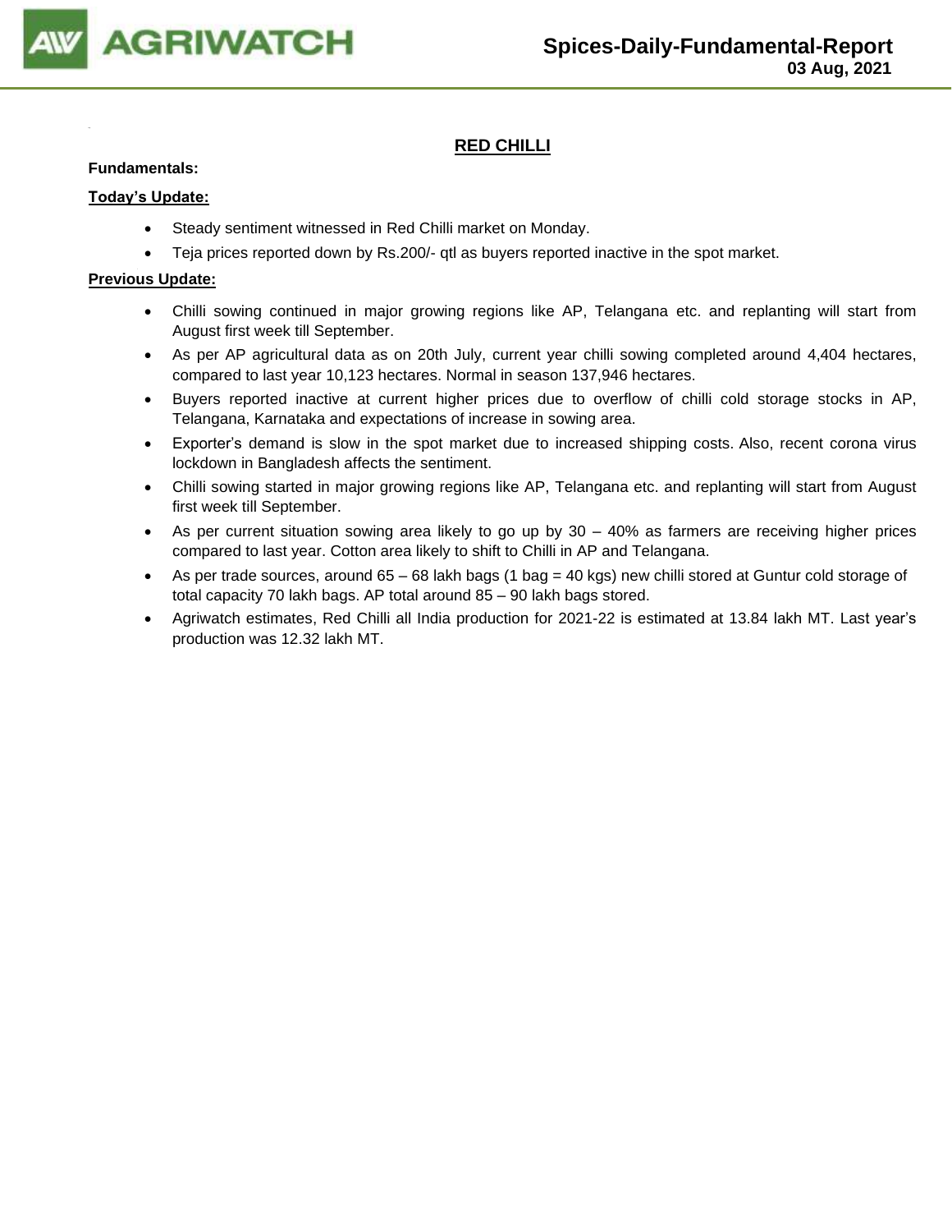# Spices-Daily-Fundamental-Report

**03 Aug, 2021**

## RED CHILLI

**Fundamentals:**

**Today's Update:**

- Steady sentiment witnessed in Red Chilli market on Monday.
- Teja prices reported down by Rs.200/- qtl as buyers reported inactive in the spot market.

**Previous Update:**

- Chilli sowing continued in major growing regions like AP, Telangana etc. and replanting will start from August first week till September.
- As per AP agricultural data as on 20th July, current year chilli sowing completed around 4,404 hectares, compared to last year 10,123 hectares. Normal in season 137,946 hectares.
- Buyers reported inactive at current higher prices due to overflow of chilli cold storage stocks in AP, Telangana, Karnataka and expectations of increase in sowing area.
- Exporter's demand is slow in the spot market due to increased shipping costs. Also, recent corona virus lockdown in Bangladesh affects the sentiment.
- Chilli sowing started in major growing regions like AP, Telangana etc. and replanting will start from August first week till September.
- As per current situation sowing area likely to go up by 30 – 40% as farmers are receiving higher prices compared to last year. Cotton area likely to shift to Chilli in AP and Telangana.
- As per trade sources, around 65 – 68 lakh bags (1 bag = 40 kgs) new chilli stored at Guntur cold storage of total capacity 70 lakh bags. AP total around 85 – 90 lakh bags stored.
- Agriwatch estimates, Red Chilli all India production for 2021-22 is estimated at 13.84 lakh MT. Last year's production was 12.32 lakh MT.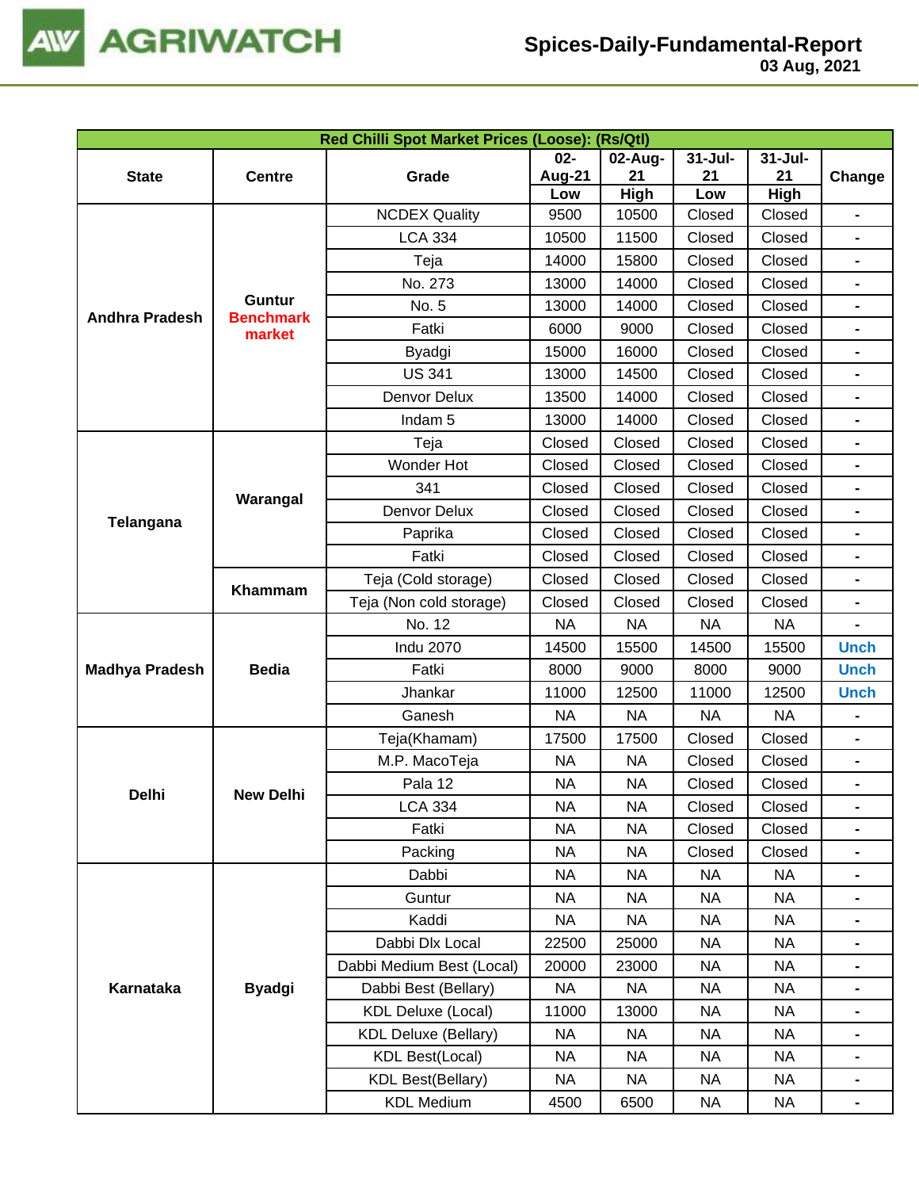| Red Chilli Spot Market Prices (Loose): (Rs/Qtl) | | | | | | | |
|---|---|---|---|---|---|---|---|
| State | Centre | Grade | 02-Aug-21 | 02-Aug-21 | 31-Jul-21 | 31-Jul-21 | Change |
| | | | Low | High | Low | High | |
| Andhra Pradesh | Guntur Benchmark market | NCDEX Quality | 9500 | 10500 | Closed | Closed | - |
| | | LCA 334 | 10500 | 11500 | Closed | Closed | - |
| | | Teja | 14000 | 15800 | Closed | Closed | - |
| | | No. 273 | 13000 | 14000 | Closed | Closed | - |
| | | No. 5 | 13000 | 14000 | Closed | Closed | - |
| | | Fatki | 6000 | 9000 | Closed | Closed | - |
| | | Byadgi | 15000 | 16000 | Closed | Closed | - |
| | | US 341 | 13000 | 14500 | Closed | Closed | - |
| | | Denvor Delux | 13500 | 14000 | Closed | Closed | - |
| | | Indam 5 | 13000 | 14000 | Closed | Closed | - |
| Telangana | Warangal | Teja | Closed | Closed | Closed | Closed | - |
| | | Wonder Hot | Closed | Closed | Closed | Closed | - |
| | | 341 | Closed | Closed | Closed | Closed | - |
| | | Denvor Delux | Closed | Closed | Closed | Closed | - |
| | | Paprika | Closed | Closed | Closed | Closed | - |
| | | Fatki | Closed | Closed | Closed | Closed | - |
| | Khammam | Teja (Cold storage) | Closed | Closed | Closed | Closed | - |
| | | Teja (Non cold storage) | Closed | Closed | Closed | Closed | - |
| Madhya Pradesh | Bedia | No. 12 | NA | NA | NA | NA | - |
| | | Indu 2070 | 14500 | 15500 | 14500 | 15500 | Unch |
| | | Fatki | 8000 | 9000 | 8000 | 9000 | Unch |
| | | Jhankar | 11000 | 12500 | 11000 | 12500 | Unch |
| | | Ganesh | NA | NA | NA | NA | - |
| Delhi | New Delhi | Teja(Khamam) | 17500 | 17500 | Closed | Closed | - |
| | | M.P. MacoTeja | NA | NA | Closed | Closed | - |
| | | Pala 12 | NA | NA | Closed | Closed | - |
| | | LCA 334 | NA | NA | Closed | Closed | - |
| | | Fatki | NA | NA | Closed | Closed | - |
| | | Packing | NA | NA | Closed | Closed | - |
| Karnataka | Byadgi | Dabbi | NA | NA | NA | NA | - |
| | | Guntur | NA | NA | NA | NA | - |
| | | Kaddi | NA | NA | NA | NA | - |
| | | Dabbi Dlx Local | 22500 | 25000 | NA | NA | - |
| | | Dabbi Medium Best (Local) | 20000 | 23000 | NA | NA | - |
| | | Dabbi Best (Bellary) | NA | NA | NA | NA | - |
| | | KDL Deluxe (Local) | 11000 | 13000 | NA | NA | - |
| | | KDL Deluxe (Bellary) | NA | NA | NA | NA | - |
| | | KDL Best(Local) | NA | NA | NA | NA | - |
| | | KDL Best(Bellary) | NA | NA | NA | NA | - |
| | | KDL Medium | 4500 | 6500 | NA | NA | - |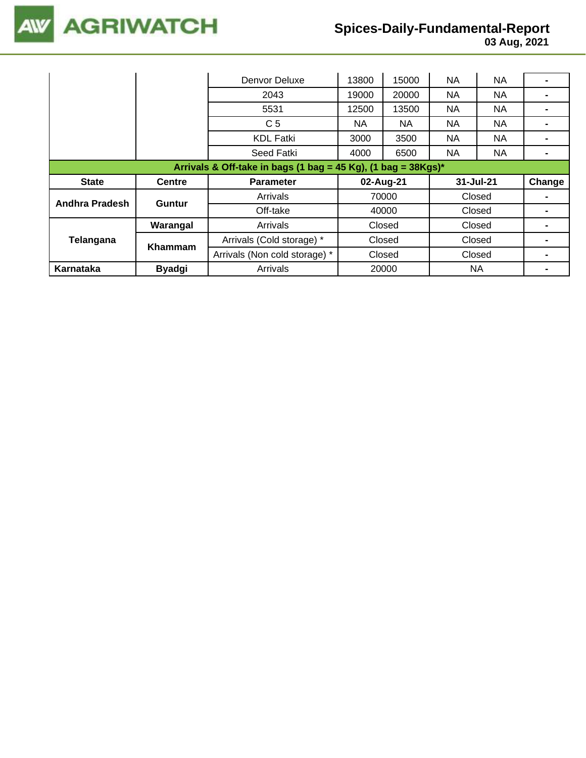| | | | | | | | |
|---|---|---|---|---|---|---|---|
| | | Denvor Deluxe | 13800 | 15000 | NA | NA | - |
| | | 2043 | 19000 | 20000 | NA | NA | - |
| | | 5531 | 12500 | 13500 | NA | NA | - |
| | | C 5 | NA | NA | NA | NA | - |
| | | KDL Fatki | 3000 | 3500 | NA | NA | - |
| | | Seed Fatki | 4000 | 6500 | NA | NA | - |

**Arrivals & Off-take in bags (1 bag = 45 Kg), (1 bag = 38Kgs)***

| State | Centre | Parameter | 02-Aug-21 | 31-Jul-21 | Change |
|---|---|---|---|---|---|
| Andhra Pradesh | Guntur | Arrivals | 70000 | Closed | - |
| | | Off-take | 40000 | Closed | - |
| Telangana | Warangal | Arrivals | Closed | Closed | - |
| | Khammam | Arrivals (Cold storage) * | Closed | Closed | - |
| | | Arrivals (Non cold storage) * | Closed | Closed | - |
| Karnataka | Byadgi | Arrivals | 20000 | NA | - |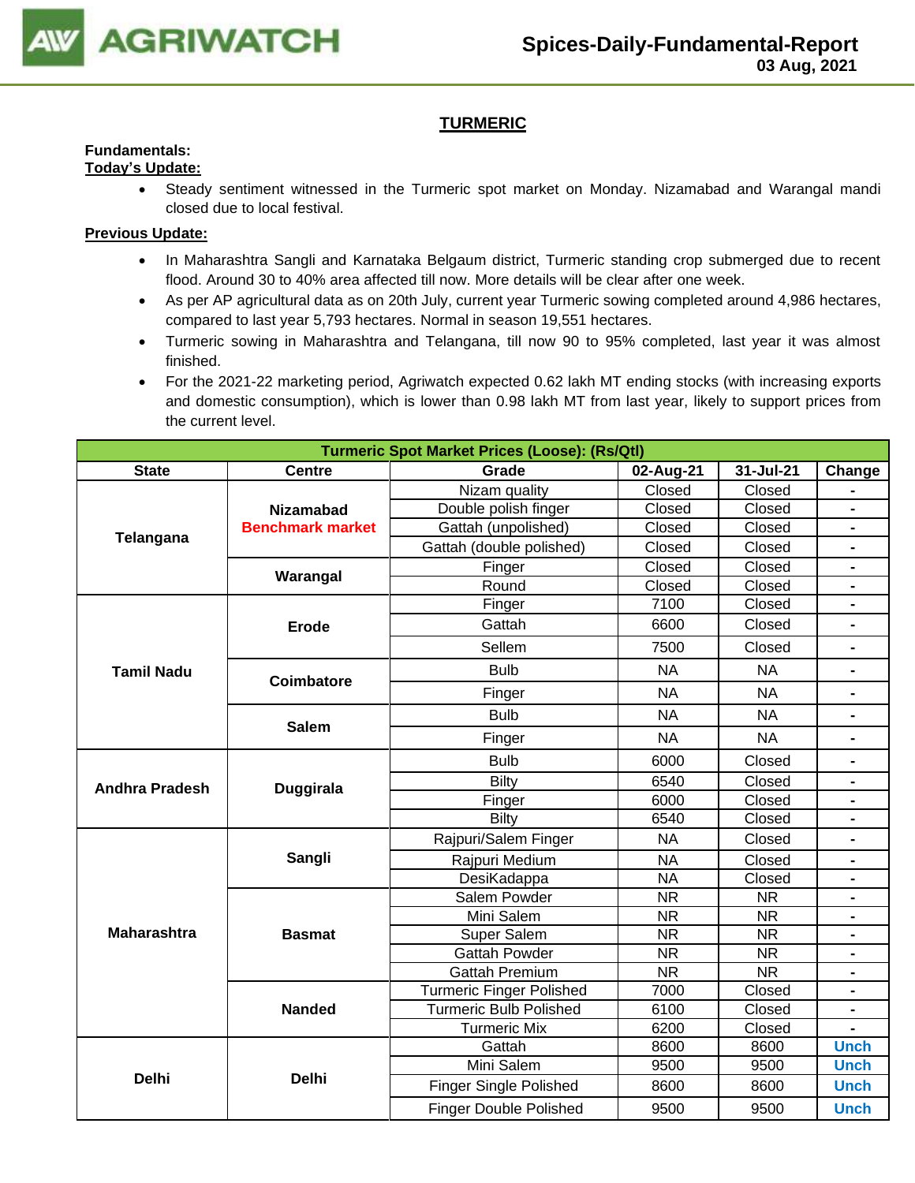## TURMERIC

**Fundamentals:**

**Today's Update:**

- Steady sentiment witnessed in the Turmeric spot market on Monday. Nizamabad and Warangal mandi closed due to local festival.

**Previous Update:**

- In Maharashtra Sangli and Karnataka Belgaum district, Turmeric standing crop submerged due to recent flood. Around 30 to 40% area affected till now. More details will be clear after one week.
- As per AP agricultural data as on 20th July, current year Turmeric sowing completed around 4,986 hectares, compared to last year 5,793 hectares. Normal in season 19,551 hectares.
- Turmeric sowing in Maharashtra and Telangana, till now 90 to 95% completed, last year it was almost finished.
- For the 2021-22 marketing period, Agriwatch expected 0.62 lakh MT ending stocks (with increasing exports and domestic consumption), which is lower than 0.98 lakh MT from last year, likely to support prices from the current level.

| Turmeric Spot Market Prices (Loose): (Rs/Qtl) | | | | | |
|---|---|---|---|---|---|
| **State** | **Centre** | **Grade** | **02-Aug-21** | **31-Jul-21** | **Change** |
| **Telangana** | **Nizamabad Benchmark market** | Nizam quality | Closed | Closed | - |
| | | Double polish finger | Closed | Closed | - |
| | | Gattah (unpolished) | Closed | Closed | - |
| | | Gattah (double polished) | Closed | Closed | - |
| | **Warangal** | Finger | Closed | Closed | - |
| | | Round | Closed | Closed | - |
| **Tamil Nadu** | **Erode** | Finger | 7100 | Closed | - |
| | | Gattah | 6600 | Closed | - |
| | | Sellem | 7500 | Closed | - |
| | **Coimbatore** | Bulb | NA | NA | - |
| | | Finger | NA | NA | - |
| | **Salem** | Bulb | NA | NA | - |
| | | Finger | NA | NA | - |
| **Andhra Pradesh** | **Duggirala** | Bulb | 6000 | Closed | - |
| | | Bilty | 6540 | Closed | - |
| | | Finger | 6000 | Closed | - |
| | | Bilty | 6540 | Closed | - |
| **Maharashtra** | **Sangli** | Rajpuri/Salem Finger | NA | Closed | - |
| | | Rajpuri Medium | NA | Closed | - |
| | | DesiKadappa | NA | Closed | - |
| | **Basmat** | Salem Powder | NR | NR | - |
| | | Mini Salem | NR | NR | - |
| | | Super Salem | NR | NR | - |
| | | Gattah Powder | NR | NR | - |
| | | Gattah Premium | NR | NR | - |
| | **Nanded** | Turmeric Finger Polished | 7000 | Closed | - |
| | | Turmeric Bulb Polished | 6100 | Closed | - |
| | | Turmeric Mix | 6200 | Closed | - |
| **Delhi** | **Delhi** | Gattah | 8600 | 8600 | Unch |
| | | Mini Salem | 9500 | 9500 | Unch |
| | | Finger Single Polished | 8600 | 8600 | Unch |
| | | Finger Double Polished | 9500 | 9500 | Unch |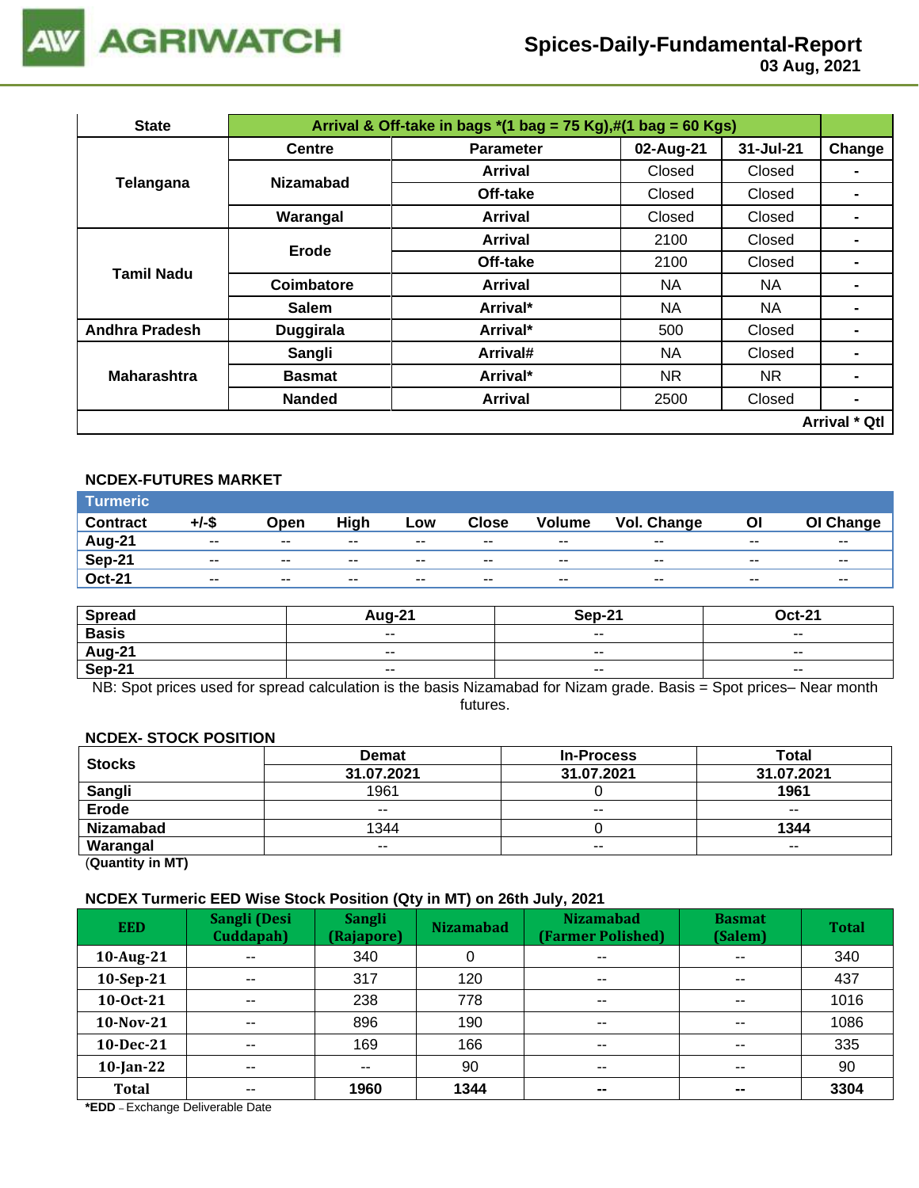# Spices-Daily-Fundamental-Report
**03 Aug, 2021**

| State | Arrival & Off-take in bags *(1 bag = 75 Kg),#(1 bag = 60 Kgs) | | | | |
|---|---|---|---|---|---|
| | Centre | Parameter | 02-Aug-21 | 31-Jul-21 | Change |
| Telangana | Nizamabad | Arrival | Closed | Closed | - |
| | | Off-take | Closed | Closed | - |
| | Warangal | Arrival | Closed | Closed | - |
| Tamil Nadu | Erode | Arrival | 2100 | Closed | - |
| | | Off-take | 2100 | Closed | - |
| | Coimbatore | Arrival | NA | NA | - |
| | Salem | Arrival* | NA | NA | - |
| Andhra Pradesh | Duggirala | Arrival* | 500 | Closed | - |
| Maharashtra | Sangli | Arrival# | NA | Closed | - |
| | Basmat | Arrival* | NR | NR | - |
| | Nanded | Arrival | 2500 | Closed | - |
| | | | | | Arrival * Qtl |

### NCDEX-FUTURES MARKET

| Turmeric | | | | | | | | | |
|---|---|---|---|---|---|---|---|---|---|
| Contract | +/-$ | Open | High | Low | Close | Volume | Vol. Change | OI | OI Change |
| Aug-21 | -- | -- | -- | -- | -- | -- | -- | -- | -- |
| Sep-21 | -- | -- | -- | -- | -- | -- | -- | -- | -- |
| Oct-21 | -- | -- | -- | -- | -- | -- | -- | -- | -- |

| Spread | Aug-21 | Sep-21 | Oct-21 |
|---|---|---|---|
| Basis | -- | -- | -- |
| Aug-21 | -- | -- | -- |
| Sep-21 | -- | -- | -- |

NB: Spot prices used for spread calculation is the basis Nizamabad for Nizam grade. Basis = Spot prices– Near month futures.

### NCDEX- STOCK POSITION

| Stocks | Demat | In-Process | Total |
|---|---|---|---|
| | 31.07.2021 | 31.07.2021 | 31.07.2021 |
| Sangli | 1961 | 0 | **1961** |
| Erode | -- | -- | -- |
| Nizamabad | 1344 | 0 | **1344** |
| Warangal | -- | -- | -- |

(**Quantity in MT)**

### NCDEX Turmeric EED Wise Stock Position (Qty in MT) on 26th July, 2021

| EED | Sangli (Desi Cuddapah) | Sangli (Rajapore) | Nizamabad | Nizamabad (Farmer Polished) | Basmat (Salem) | Total |
|---|---|---|---|---|---|---|
| 10-Aug-21 | -- | 340 | 0 | -- | -- | 340 |
| 10-Sep-21 | -- | 317 | 120 | -- | -- | 437 |
| 10-Oct-21 | -- | 238 | 778 | -- | -- | 1016 |
| 10-Nov-21 | -- | 896 | 190 | -- | -- | 1086 |
| 10-Dec-21 | -- | 169 | 166 | -- | -- | 335 |
| 10-Jan-22 | -- | -- | 90 | -- | -- | 90 |
| **Total** | -- | **1960** | **1344** | **--** | **--** | **3304** |

***EDD** – Exchange Deliverable Date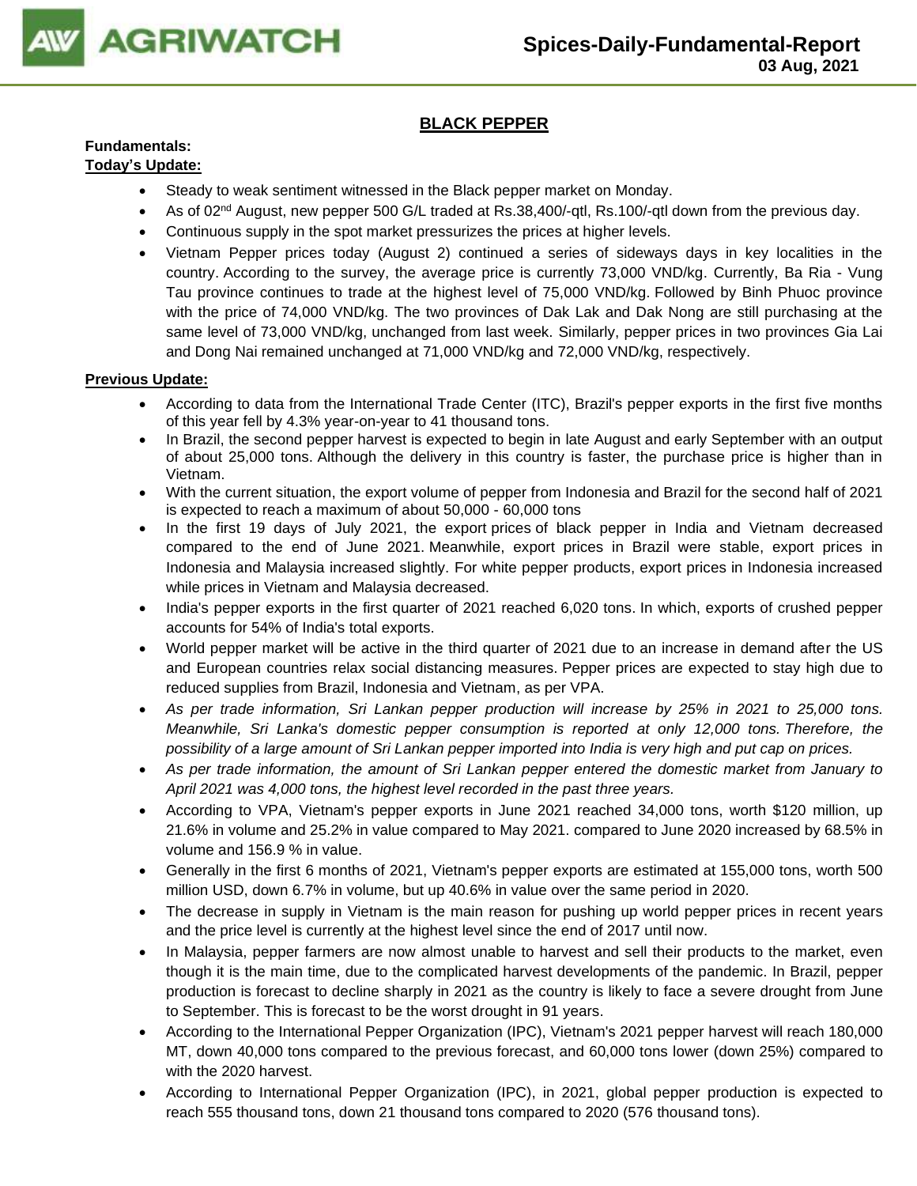## BLACK PEPPER

**Fundamentals:**

**Today's Update:**

- Steady to weak sentiment witnessed in the Black pepper market on Monday.
- As of 02nd August, new pepper 500 G/L traded at Rs.38,400/-qtl, Rs.100/-qtl down from the previous day.
- Continuous supply in the spot market pressurizes the prices at higher levels.
- Vietnam Pepper prices today (August 2) continued a series of sideways days in key localities in the country. According to the survey, the average price is currently 73,000 VND/kg. Currently, Ba Ria - Vung Tau province continues to trade at the highest level of 75,000 VND/kg. Followed by Binh Phuoc province with the price of 74,000 VND/kg. The two provinces of Dak Lak and Dak Nong are still purchasing at the same level of 73,000 VND/kg, unchanged from last week. Similarly, pepper prices in two provinces Gia Lai and Dong Nai remained unchanged at 71,000 VND/kg and 72,000 VND/kg, respectively.

**Previous Update:**

- According to data from the International Trade Center (ITC), Brazil's pepper exports in the first five months of this year fell by 4.3% year-on-year to 41 thousand tons.
- In Brazil, the second pepper harvest is expected to begin in late August and early September with an output of about 25,000 tons. Although the delivery in this country is faster, the purchase price is higher than in Vietnam.
- With the current situation, the export volume of pepper from Indonesia and Brazil for the second half of 2021 is expected to reach a maximum of about 50,000 - 60,000 tons
- In the first 19 days of July 2021, the export prices of black pepper in India and Vietnam decreased compared to the end of June 2021. Meanwhile, export prices in Brazil were stable, export prices in Indonesia and Malaysia increased slightly. For white pepper products, export prices in Indonesia increased while prices in Vietnam and Malaysia decreased.
- India's pepper exports in the first quarter of 2021 reached 6,020 tons. In which, exports of crushed pepper accounts for 54% of India's total exports.
- World pepper market will be active in the third quarter of 2021 due to an increase in demand after the US and European countries relax social distancing measures. Pepper prices are expected to stay high due to reduced supplies from Brazil, Indonesia and Vietnam, as per VPA.
- *As per trade information, Sri Lankan pepper production will increase by 25% in 2021 to 25,000 tons. Meanwhile, Sri Lanka's domestic pepper consumption is reported at only 12,000 tons. Therefore, the possibility of a large amount of Sri Lankan pepper imported into India is very high and put cap on prices.*
- *As per trade information, the amount of Sri Lankan pepper entered the domestic market from January to April 2021 was 4,000 tons, the highest level recorded in the past three years.*
- According to VPA, Vietnam's pepper exports in June 2021 reached 34,000 tons, worth $120 million, up 21.6% in volume and 25.2% in value compared to May 2021. compared to June 2020 increased by 68.5% in volume and 156.9 % in value.
- Generally in the first 6 months of 2021, Vietnam's pepper exports are estimated at 155,000 tons, worth 500 million USD, down 6.7% in volume, but up 40.6% in value over the same period in 2020.
- The decrease in supply in Vietnam is the main reason for pushing up world pepper prices in recent years and the price level is currently at the highest level since the end of 2017 until now.
- In Malaysia, pepper farmers are now almost unable to harvest and sell their products to the market, even though it is the main time, due to the complicated harvest developments of the pandemic. In Brazil, pepper production is forecast to decline sharply in 2021 as the country is likely to face a severe drought from June to September. This is forecast to be the worst drought in 91 years.
- According to the International Pepper Organization (IPC), Vietnam's 2021 pepper harvest will reach 180,000 MT, down 40,000 tons compared to the previous forecast, and 60,000 tons lower (down 25%) compared to with the 2020 harvest.
- According to International Pepper Organization (IPC), in 2021, global pepper production is expected to reach 555 thousand tons, down 21 thousand tons compared to 2020 (576 thousand tons).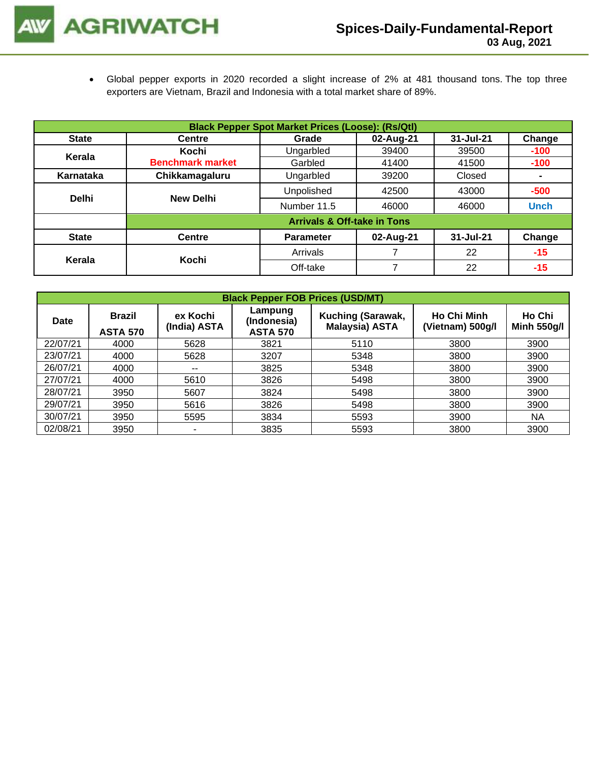- Global pepper exports in 2020 recorded a slight increase of 2% at 481 thousand tons. The top three exporters are Vietnam, Brazil and Indonesia with a total market share of 89%.

| Black Pepper Spot Market Prices (Loose): (Rs/Qtl) | | | | | |
|---|---|---|---|---|---|
| **State** | **Centre** | **Grade** | **02-Aug-21** | **31-Jul-21** | **Change** |
| **Kerala** | **Kochi** **Benchmark market** | Ungarbled | 39400 | 39500 | **-100** |
| | | Garbled | 41400 | 41500 | **-100** |
| **Karnataka** | **Chikkamagaluru** | Ungarbled | 39200 | Closed | **-** |
| **Delhi** | **New Delhi** | Unpolished | 42500 | 43000 | **-500** |
| | | Number 11.5 | 46000 | 46000 | **Unch** |
| | **Arrivals & Off-take in Tons** | | | | |
| **State** | **Centre** | **Parameter** | **02-Aug-21** | **31-Jul-21** | **Change** |
| **Kerala** | **Kochi** | Arrivals | 7 | 22 | **-15** |
| | | Off-take | 7 | 22 | **-15** |

| Black Pepper FOB Prices (USD/MT) | | | | | | |
|---|---|---|---|---|---|---|
| **Date** | **Brazil ASTA 570** | **ex Kochi (India) ASTA** | **Lampung (Indonesia) ASTA 570** | **Kuching (Sarawak, Malaysia) ASTA** | **Ho Chi Minh (Vietnam) 500g/l** | **Ho Chi Minh 550g/l** |
| 22/07/21 | 4000 | 5628 | 3821 | 5110 | 3800 | 3900 |
| 23/07/21 | 4000 | 5628 | 3207 | 5348 | 3800 | 3900 |
| 26/07/21 | 4000 | -- | 3825 | 5348 | 3800 | 3900 |
| 27/07/21 | 4000 | 5610 | 3826 | 5498 | 3800 | 3900 |
| 28/07/21 | 3950 | 5607 | 3824 | 5498 | 3800 | 3900 |
| 29/07/21 | 3950 | 5616 | 3826 | 5498 | 3800 | 3900 |
| 30/07/21 | 3950 | 5595 | 3834 | 5593 | 3900 | NA |
| 02/08/21 | 3950 | - | 3835 | 5593 | 3800 | 3900 |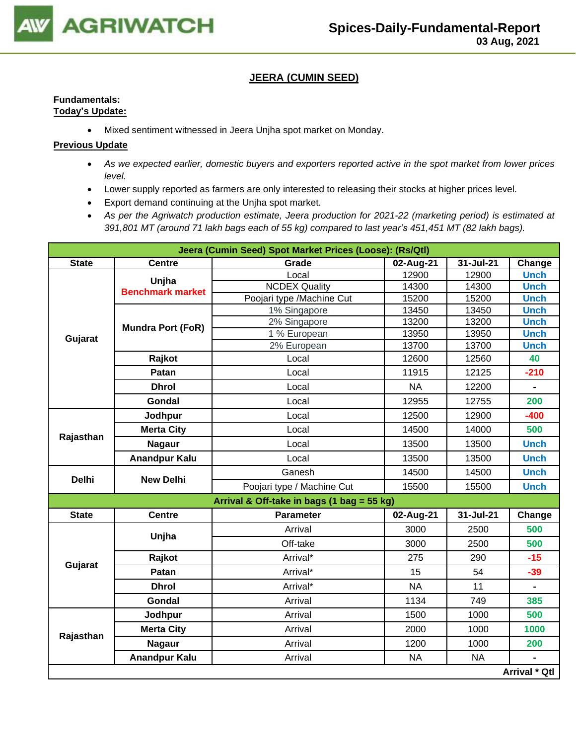# JEERA (CUMIN SEED)

**Fundamentals:**
**Today's Update:**

- Mixed sentiment witnessed in Jeera Unjha spot market on Monday.

**Previous Update**

- *As we expected earlier, domestic buyers and exporters reported active in the spot market from lower prices level.*
- Lower supply reported as farmers are only interested to releasing their stocks at higher prices level.
- Export demand continuing at the Unjha spot market.
- *As per the Agriwatch production estimate, Jeera production for 2021-22 (marketing period) is estimated at 391,801 MT (around 71 lakh bags each of 55 kg) compared to last year's 451,451 MT (82 lakh bags).*

| Jeera (Cumin Seed) Spot Market Prices (Loose): (Rs/Qtl) | | | | | |
|---|---|---|---|---|---|
| **State** | **Centre** | **Grade** | **02-Aug-21** | **31-Jul-21** | **Change** |
| Gujarat | Unjha Benchmark market | Local | 12900 | 12900 | Unch |
| | | NCDEX Quality | 14300 | 14300 | Unch |
| | | Poojari type /Machine Cut | 15200 | 15200 | Unch |
| | Mundra Port (FoR) | 1% Singapore | 13450 | 13450 | Unch |
| | | 2% Singapore | 13200 | 13200 | Unch |
| | | 1 % European | 13950 | 13950 | Unch |
| | | 2% European | 13700 | 13700 | Unch |
| | Rajkot | Local | 12600 | 12560 | 40 |
| | Patan | Local | 11915 | 12125 | -210 |
| | Dhrol | Local | NA | 12200 | - |
| | Gondal | Local | 12955 | 12755 | 200 |
| Rajasthan | Jodhpur | Local | 12500 | 12900 | -400 |
| | Merta City | Local | 14500 | 14000 | 500 |
| | Nagaur | Local | 13500 | 13500 | Unch |
| | Anandpur Kalu | Local | 13500 | 13500 | Unch |
| Delhi | New Delhi | Ganesh | 14500 | 14500 | Unch |
| | | Poojari type / Machine Cut | 15500 | 15500 | Unch |
| **Arrival & Off-take in bags (1 bag = 55 kg)** | | | | | |
| **State** | **Centre** | **Parameter** | **02-Aug-21** | **31-Jul-21** | **Change** |
| Gujarat | Unjha | Arrival | 3000 | 2500 | 500 |
| | | Off-take | 3000 | 2500 | 500 |
| | Rajkot | Arrival* | 275 | 290 | -15 |
| | Patan | Arrival* | 15 | 54 | -39 |
| | Dhrol | Arrival* | NA | 11 | - |
| | Gondal | Arrival | 1134 | 749 | 385 |
| Rajasthan | Jodhpur | Arrival | 1500 | 1000 | 500 |
| | Merta City | Arrival | 2000 | 1000 | 1000 |
| | Nagaur | Arrival | 1200 | 1000 | 200 |
| | Anandpur Kalu | Arrival | NA | NA | - |
| | | | | | **Arrival * Qtl** |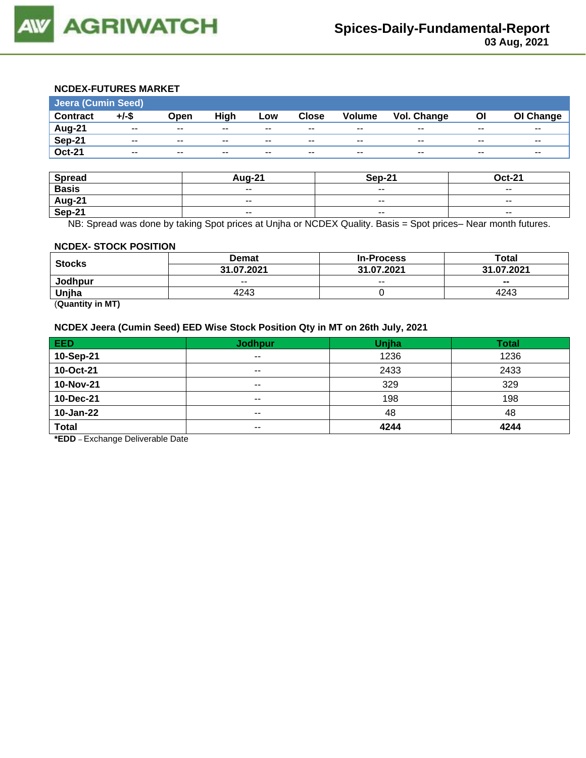**Spices-Daily-Fundamental-Report**
**03 Aug, 2021**

### NCDEX-FUTURES MARKET

| Jeera (Cumin Seed) | | | | | | | | | |
|---|---|---|---|---|---|---|---|---|---|
| **Contract** | **+/-$** | **Open** | **High** | **Low** | **Close** | **Volume** | **Vol. Change** | **OI** | **OI Change** |
| **Aug-21** | -- | -- | -- | -- | -- | -- | -- | -- | -- |
| **Sep-21** | -- | -- | -- | -- | -- | -- | -- | -- | -- |
| **Oct-21** | -- | -- | -- | -- | -- | -- | -- | -- | -- |

| Spread | Aug-21 | Sep-21 | Oct-21 |
|---|---|---|---|
| **Basis** | -- | -- | -- |
| **Aug-21** | -- | -- | -- |
| **Sep-21** | -- | -- | -- |

NB: Spread was done by taking Spot prices at Unjha or NCDEX Quality. Basis = Spot prices– Near month futures.

### NCDEX- STOCK POSITION

| Stocks | Demat | In-Process | Total |
|---|---|---|---|
| | **31.07.2021** | **31.07.2021** | **31.07.2021** |
| **Jodhpur** | -- | -- | **--** |
| **Unjha** | 4243 | 0 | 4243 |

(**Quantity in MT**)

### NCDEX Jeera (Cumin Seed) EED Wise Stock Position Qty in MT on 26th July, 2021

| EED | Jodhpur | Unjha | Total |
|---|---|---|---|
| **10-Sep-21** | -- | 1236 | 1236 |
| **10-Oct-21** | -- | 2433 | 2433 |
| **10-Nov-21** | -- | 329 | 329 |
| **10-Dec-21** | -- | 198 | 198 |
| **10-Jan-22** | -- | 48 | 48 |
| **Total** | -- | **4244** | **4244** |

***EDD** – Exchange Deliverable Date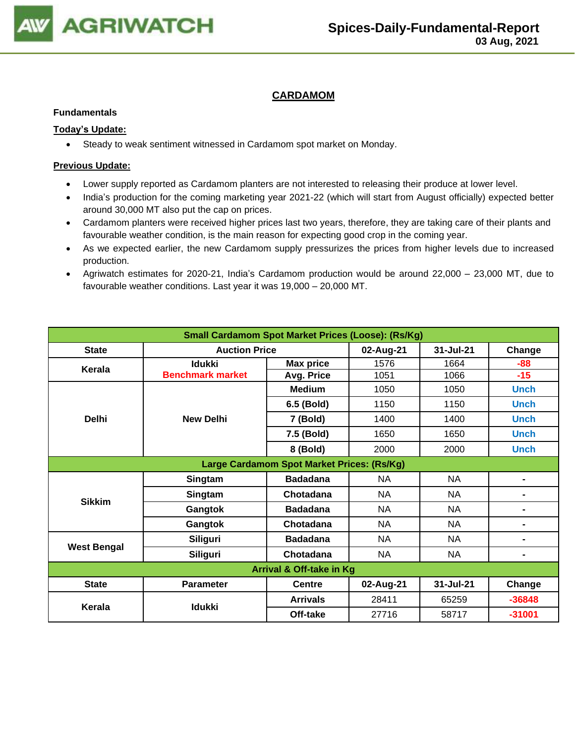## CARDAMOM

**Fundamentals**

**Today's Update:**

- Steady to weak sentiment witnessed in Cardamom spot market on Monday.

**Previous Update:**

- Lower supply reported as Cardamom planters are not interested to releasing their produce at lower level.
- India's production for the coming marketing year 2021-22 (which will start from August officially) expected better around 30,000 MT also put the cap on prices.
- Cardamom planters were received higher prices last two years, therefore, they are taking care of their plants and favourable weather condition, is the main reason for expecting good crop in the coming year.
- As we expected earlier, the new Cardamom supply pressurizes the prices from higher levels due to increased production.
- Agriwatch estimates for 2020-21, India's Cardamom production would be around 22,000 – 23,000 MT, due to favourable weather conditions. Last year it was 19,000 – 20,000 MT.

| Small Cardamom Spot Market Prices (Loose): (Rs/Kg) | | | | | |
|---|---|---|---|---|---|
| State | Auction Price | | 02-Aug-21 | 31-Jul-21 | Change |
| Kerala | Idukki Benchmark market | Max price | 1576 | 1664 | -88 |
| | | Avg. Price | 1051 | 1066 | -15 |
| Delhi | New Delhi | Medium | 1050 | 1050 | Unch |
| | | 6.5 (Bold) | 1150 | 1150 | Unch |
| | | 7 (Bold) | 1400 | 1400 | Unch |
| | | 7.5 (Bold) | 1650 | 1650 | Unch |
| | | 8 (Bold) | 2000 | 2000 | Unch |
| **Large Cardamom Spot Market Prices: (Rs/Kg)** | | | | | |
| Sikkim | Singtam | Badadana | NA | NA | - |
| | Singtam | Chotadana | NA | NA | - |
| | Gangtok | Badadana | NA | NA | - |
| | Gangtok | Chotadana | NA | NA | - |
| West Bengal | Siliguri | Badadana | NA | NA | - |
| | Siliguri | Chotadana | NA | NA | - |
| **Arrival & Off-take in Kg** | | | | | |
| State | Parameter | Centre | 02-Aug-21 | 31-Jul-21 | Change |
| Kerala | Idukki | Arrivals | 28411 | 65259 | -36848 |
| | | Off-take | 27716 | 58717 | -31001 |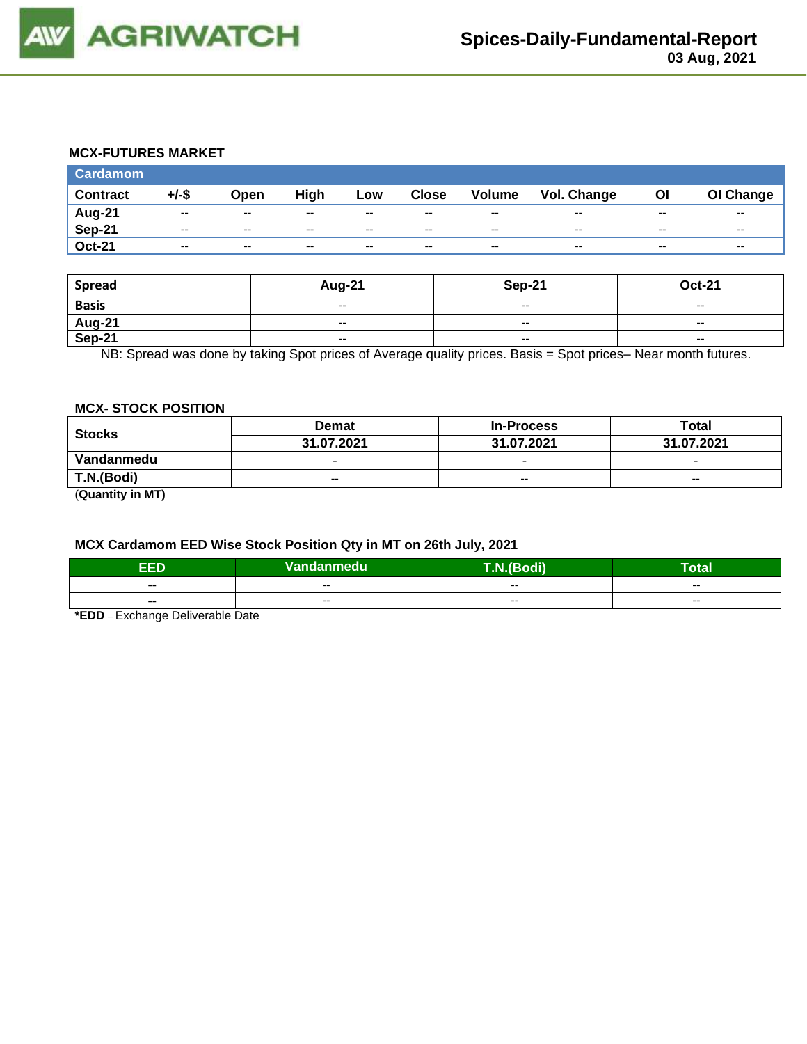## MCX-FUTURES MARKET

| Cardamom | | | | | | | | | |
|---|---|---|---|---|---|---|---|---|---|
| Contract | +/-$ | Open | High | Low | Close | Volume | Vol. Change | OI | OI Change |
| Aug-21 | -- | -- | -- | -- | -- | -- | -- | -- | -- |
| Sep-21 | -- | -- | -- | -- | -- | -- | -- | -- | -- |
| Oct-21 | -- | -- | -- | -- | -- | -- | -- | -- | -- |

| Spread | Aug-21 | Sep-21 | Oct-21 |
|---|---|---|---|
| Basis | -- | -- | -- |
| Aug-21 | -- | -- | -- |
| Sep-21 | -- | -- | -- |

NB: Spread was done by taking Spot prices of Average quality prices. Basis = Spot prices– Near month futures.

## MCX- STOCK POSITION

| Stocks | Demat | In-Process | Total |
|---|---|---|---|
| | 31.07.2021 | 31.07.2021 | 31.07.2021 |
| Vandanmedu | - | - | - |
| T.N.(Bodi) | -- | -- | -- |

(**Quantity in MT)**

## MCX Cardamom EED Wise Stock Position Qty in MT on 26th July, 2021

| EED | Vandanmedu | T.N.(Bodi) | Total |
|---|---|---|---|
| -- | -- | -- | -- |
| -- | -- | -- | -- |

***EDD** – Exchange Deliverable Date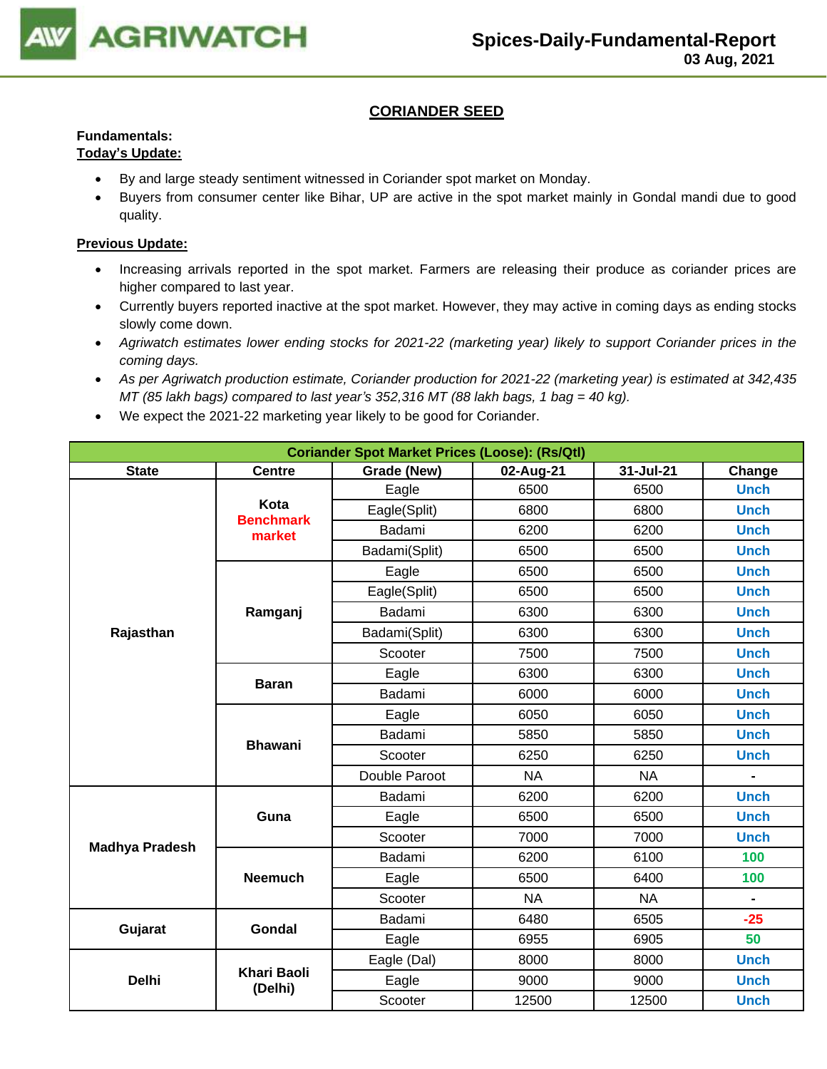## CORIANDER SEED

**Fundamentals:**

**Today's Update:**

- By and large steady sentiment witnessed in Coriander spot market on Monday.
- Buyers from consumer center like Bihar, UP are active in the spot market mainly in Gondal mandi due to good quality.

**Previous Update:**

- Increasing arrivals reported in the spot market. Farmers are releasing their produce as coriander prices are higher compared to last year.
- Currently buyers reported inactive at the spot market. However, they may active in coming days as ending stocks slowly come down.
- *Agriwatch estimates lower ending stocks for 2021-22 (marketing year) likely to support Coriander prices in the coming days.*
- *As per Agriwatch production estimate, Coriander production for 2021-22 (marketing year) is estimated at 342,435 MT (85 lakh bags) compared to last year's 352,316 MT (88 lakh bags, 1 bag = 40 kg).*
- We expect the 2021-22 marketing year likely to be good for Coriander.

| Coriander Spot Market Prices (Loose): (Rs/Qtl) | | | | | |
|---|---|---|---|---|---|
| State | Centre | Grade (New) | 02-Aug-21 | 31-Jul-21 | Change |
| Rajasthan | Kota Benchmark market | Eagle | 6500 | 6500 | Unch |
| | | Eagle(Split) | 6800 | 6800 | Unch |
| | | Badami | 6200 | 6200 | Unch |
| | | Badami(Split) | 6500 | 6500 | Unch |
| | Ramganj | Eagle | 6500 | 6500 | Unch |
| | | Eagle(Split) | 6500 | 6500 | Unch |
| | | Badami | 6300 | 6300 | Unch |
| | | Badami(Split) | 6300 | 6300 | Unch |
| | | Scooter | 7500 | 7500 | Unch |
| | Baran | Eagle | 6300 | 6300 | Unch |
| | | Badami | 6000 | 6000 | Unch |
| | Bhawani | Eagle | 6050 | 6050 | Unch |
| | | Badami | 5850 | 5850 | Unch |
| | | Scooter | 6250 | 6250 | Unch |
| | | Double Paroot | NA | NA | - |
| Madhya Pradesh | Guna | Badami | 6200 | 6200 | Unch |
| | | Eagle | 6500 | 6500 | Unch |
| | | Scooter | 7000 | 7000 | Unch |
| | Neemuch | Badami | 6200 | 6100 | 100 |
| | | Eagle | 6500 | 6400 | 100 |
| | | Scooter | NA | NA | - |
| Gujarat | Gondal | Badami | 6480 | 6505 | -25 |
| | | Eagle | 6955 | 6905 | 50 |
| Delhi | Khari Baoli (Delhi) | Eagle (Dal) | 8000 | 8000 | Unch |
| | | Eagle | 9000 | 9000 | Unch |
| | | Scooter | 12500 | 12500 | Unch |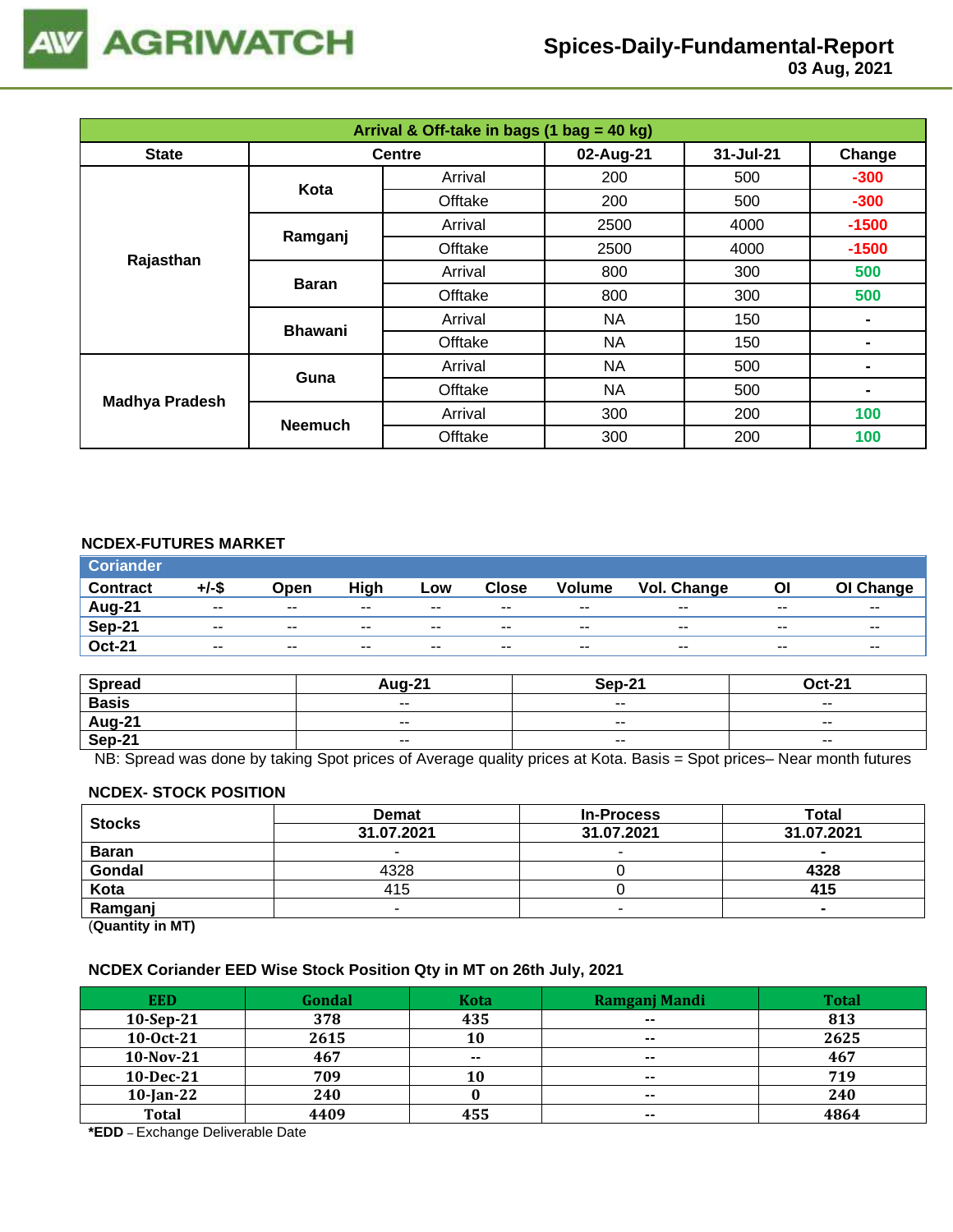| Arrival & Off-take in bags (1 bag = 40 kg) | | | | | |
|---|---|---|---|---|---|
| **State** | **Centre** | | **02-Aug-21** | **31-Jul-21** | **Change** |
| **Rajasthan** | **Kota** | Arrival | 200 | 500 | -300 |
| | | Offtake | 200 | 500 | -300 |
| | **Ramganj** | Arrival | 2500 | 4000 | -1500 |
| | | Offtake | 2500 | 4000 | -1500 |
| | **Baran** | Arrival | 800 | 300 | 500 |
| | | Offtake | 800 | 300 | 500 |
| | **Bhawani** | Arrival | NA | 150 | - |
| | | Offtake | NA | 150 | - |
| **Madhya Pradesh** | **Guna** | Arrival | NA | 500 | - |
| | | Offtake | NA | 500 | - |
| | **Neemuch** | Arrival | 300 | 200 | 100 |
| | | Offtake | 300 | 200 | 100 |

## NCDEX-FUTURES MARKET

| Coriander | | | | | | | | | |
|---|---|---|---|---|---|---|---|---|---|
| **Contract** | **+/-$** | **Open** | **High** | **Low** | **Close** | **Volume** | **Vol. Change** | **OI** | **OI Change** |
| **Aug-21** | -- | -- | -- | -- | -- | -- | -- | -- | -- |
| **Sep-21** | -- | -- | -- | -- | -- | -- | -- | -- | -- |
| **Oct-21** | -- | -- | -- | -- | -- | -- | -- | -- | -- |

| **Spread** | **Aug-21** | **Sep-21** | **Oct-21** |
|---|---|---|---|
| **Basis** | -- | -- | -- |
| **Aug-21** | -- | -- | -- |
| **Sep-21** | -- | -- | -- |

NB: Spread was done by taking Spot prices of Average quality prices at Kota. Basis = Spot prices– Near month futures

## NCDEX- STOCK POSITION

| **Stocks** | **Demat** | **In-Process** | **Total** |
|---|---|---|---|
| | **31.07.2021** | **31.07.2021** | **31.07.2021** |
| **Baran** | - | - | **-** |
| **Gondal** | 4328 | 0 | **4328** |
| **Kota** | 415 | 0 | **415** |
| **Ramganj** | - | - | **-** |

(**Quantity in MT)**

## NCDEX Coriander EED Wise Stock Position Qty in MT on 26th July, 2021

| EED | Gondal | Kota | Ramganj Mandi | Total |
|---|---|---|---|---|
| **10-Sep-21** | **378** | **435** | **--** | **813** |
| **10-Oct-21** | **2615** | **10** | **--** | **2625** |
| **10-Nov-21** | **467** | **--** | **--** | **467** |
| **10-Dec-21** | **709** | **10** | **--** | **719** |
| **10-Jan-22** | **240** | **0** | **--** | **240** |
| **Total** | **4409** | **455** | **--** | **4864** |

***EDD** – Exchange Deliverable Date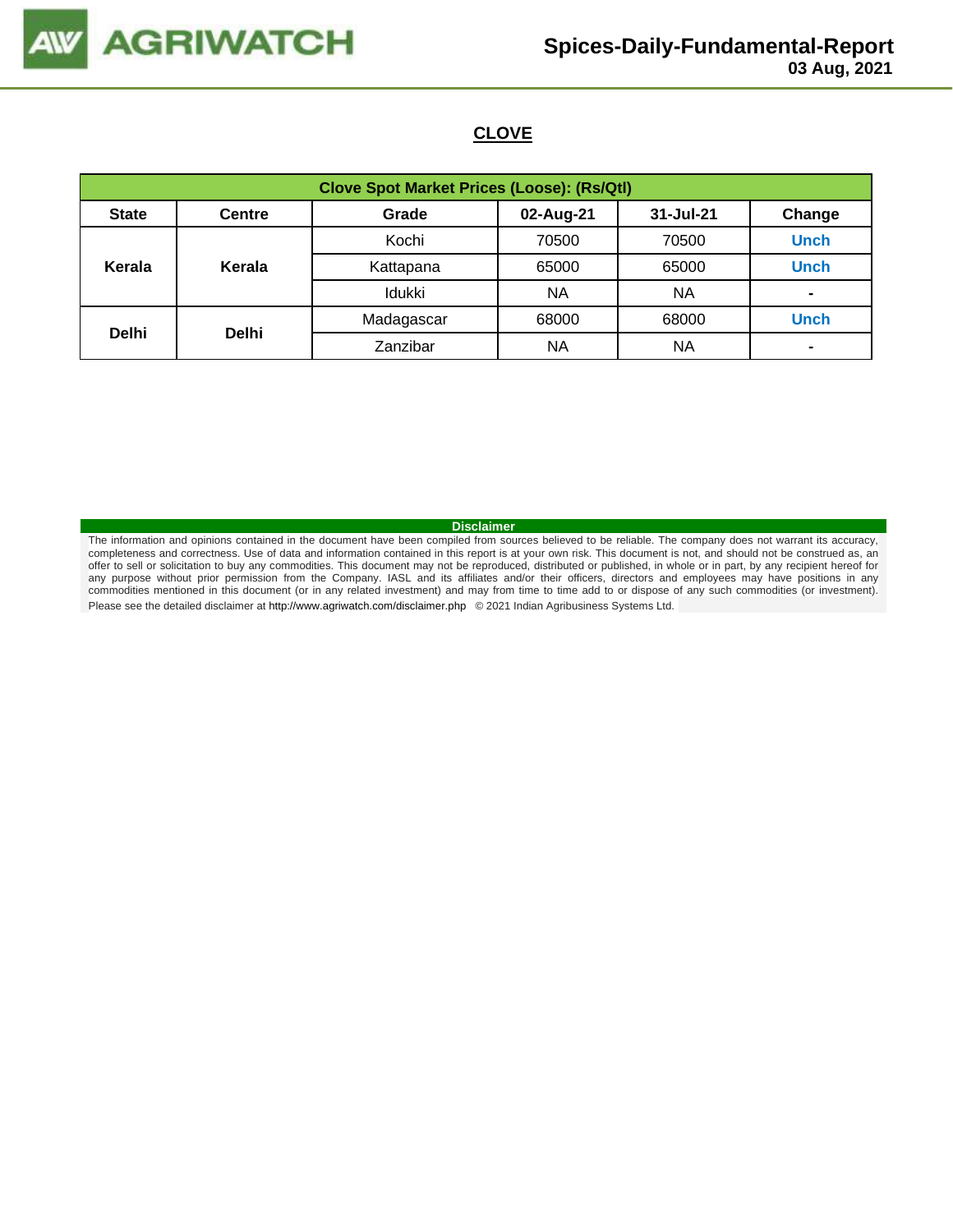## CLOVE

| Clove Spot Market Prices (Loose): (Rs/Qtl) | | | | | |
|---|---|---|---|---|---|
| **State** | **Centre** | **Grade** | **02-Aug-21** | **31-Jul-21** | **Change** |
| **Kerala** | **Kerala** | Kochi | 70500 | 70500 | **Unch** |
| | | Kattapana | 65000 | 65000 | **Unch** |
| | | Idukki | NA | NA | **-** |
| **Delhi** | **Delhi** | Madagascar | 68000 | 68000 | **Unch** |
| | | Zanzibar | NA | NA | **-** |

**Disclaimer**

The information and opinions contained in the document have been compiled from sources believed to be reliable. The company does not warrant its accuracy, completeness and correctness. Use of data and information contained in this report is at your own risk. This document is not, and should not be construed as, an offer to sell or solicitation to buy any commodities. This document may not be reproduced, distributed or published, in whole or in part, by any recipient hereof for any purpose without prior permission from the Company. IASL and its affiliates and/or their officers, directors and employees may have positions in any commodities mentioned in this document (or in any related investment) and may from time to time add to or dispose of any such commodities (or investment). Please see the detailed disclaimer at http://www.agriwatch.com/disclaimer.php © 2021 Indian Agribusiness Systems Ltd.